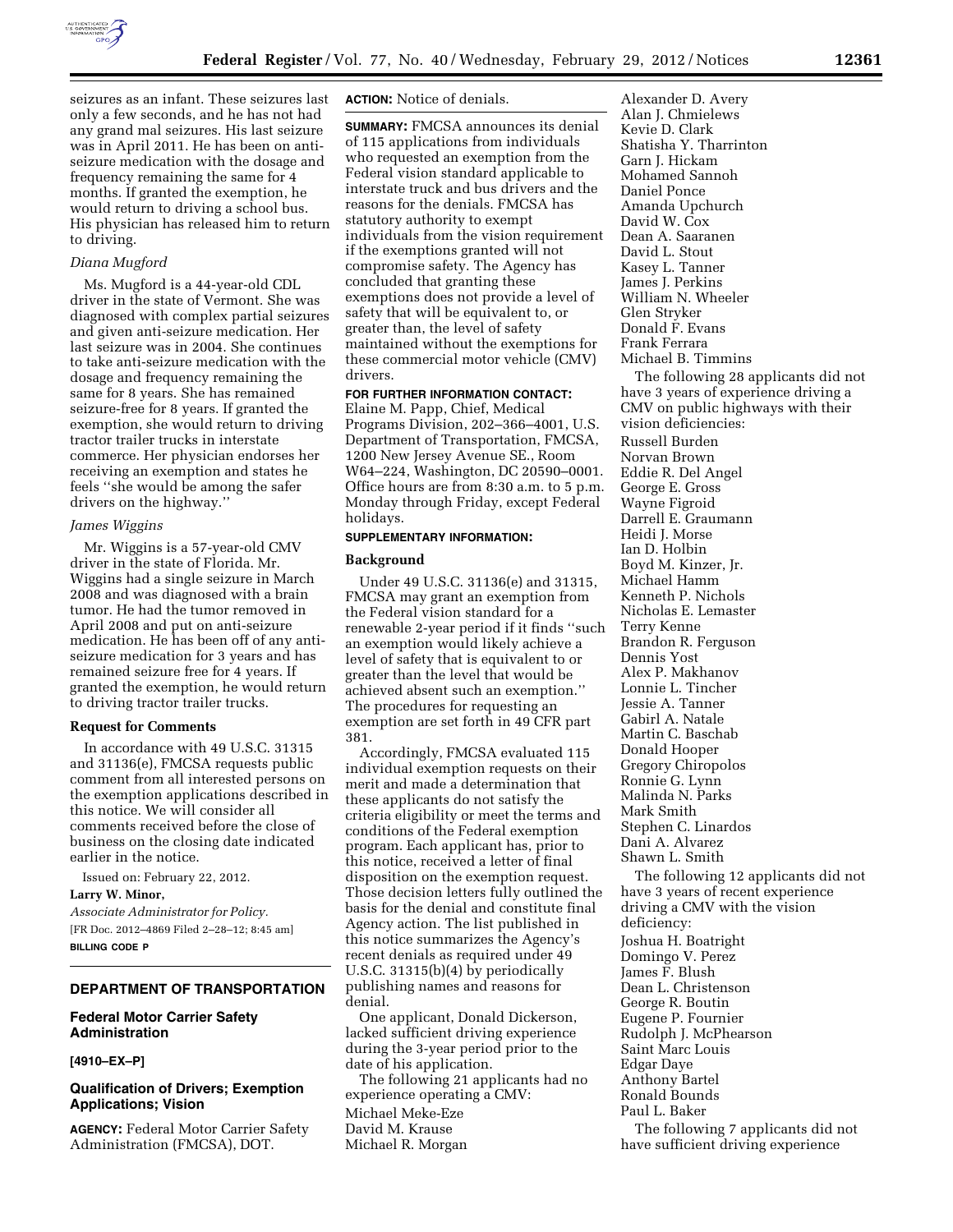seizures as an infant. These seizures last only a few seconds, and he has not had any grand mal seizures. His last seizure was in April 2011. He has been on anti-seizure medication with the dosage and frequency remaining the same for 4 months. If granted the exemption, he would return to driving a school bus. His physician has released him to return to driving.

*Diana Mugford*

Ms. Mugford is a 44-year-old CDL driver in the state of Vermont. She was diagnosed with complex partial seizures and given anti-seizure medication. Her last seizure was in 2004. She continues to take anti-seizure medication with the dosage and frequency remaining the same for 8 years. She has remained seizure-free for 8 years. If granted the exemption, she would return to driving tractor trailer trucks in interstate commerce. Her physician endorses her receiving an exemption and states he feels ''she would be among the safer drivers on the highway.''

*James Wiggins*

Mr. Wiggins is a 57-year-old CMV driver in the state of Florida. Mr. Wiggins had a single seizure in March 2008 and was diagnosed with a brain tumor. He had the tumor removed in April 2008 and put on anti-seizure medication. He has been off of any anti-seizure medication for 3 years and has remained seizure free for 4 years. If granted the exemption, he would return to driving tractor trailer trucks.

**Request for Comments**

In accordance with 49 U.S.C. 31315 and 31136(e), FMCSA requests public comment from all interested persons on the exemption applications described in this notice. We will consider all comments received before the close of business on the closing date indicated earlier in the notice.

Issued on: February 22, 2012.

**Larry W. Minor,**

*Associate Administrator for Policy.*

[FR Doc. 2012–4869 Filed 2–28–12; 8:45 am]

**BILLING CODE P**

## DEPARTMENT OF TRANSPORTATION

### Federal Motor Carrier Safety Administration

**[4910–EX–P]**

### Qualification of Drivers; Exemption Applications; Vision

**AGENCY:** Federal Motor Carrier Safety Administration (FMCSA), DOT.

**ACTION:** Notice of denials.

**SUMMARY:** FMCSA announces its denial of 115 applications from individuals who requested an exemption from the Federal vision standard applicable to interstate truck and bus drivers and the reasons for the denials. FMCSA has statutory authority to exempt individuals from the vision requirement if the exemptions granted will not compromise safety. The Agency has concluded that granting these exemptions does not provide a level of safety that will be equivalent to, or greater than, the level of safety maintained without the exemptions for these commercial motor vehicle (CMV) drivers.

**FOR FURTHER INFORMATION CONTACT:** Elaine M. Papp, Chief, Medical Programs Division, 202–366–4001, U.S. Department of Transportation, FMCSA, 1200 New Jersey Avenue SE., Room W64–224, Washington, DC 20590–0001. Office hours are from 8:30 a.m. to 5 p.m. Monday through Friday, except Federal holidays.

**SUPPLEMENTARY INFORMATION:**

**Background**

Under 49 U.S.C. 31136(e) and 31315, FMCSA may grant an exemption from the Federal vision standard for a renewable 2-year period if it finds ''such an exemption would likely achieve a level of safety that is equivalent to or greater than the level that would be achieved absent such an exemption.'' The procedures for requesting an exemption are set forth in 49 CFR part 381.

Accordingly, FMCSA evaluated 115 individual exemption requests on their merit and made a determination that these applicants do not satisfy the criteria eligibility or meet the terms and conditions of the Federal exemption program. Each applicant has, prior to this notice, received a letter of final disposition on the exemption request. Those decision letters fully outlined the basis for the denial and constitute final Agency action. The list published in this notice summarizes the Agency's recent denials as required under 49 U.S.C. 31315(b)(4) by periodically publishing names and reasons for denial.

One applicant, Donald Dickerson, lacked sufficient driving experience during the 3-year period prior to the date of his application.

The following 21 applicants had no experience operating a CMV:

Michael Meke-Eze
David M. Krause
Michael R. Morgan
Alexander D. Avery
Alan J. Chmielews
Kevie D. Clark
Shatisha Y. Tharrinton
Garn J. Hickam
Mohamed Sannoh
Daniel Ponce
Amanda Upchurch
David W. Cox
Dean A. Saaranen
David L. Stout
Kasey L. Tanner
James J. Perkins
William N. Wheeler
Glen Stryker
Donald F. Evans
Frank Ferrara
Michael B. Timmins

The following 28 applicants did not have 3 years of experience driving a CMV on public highways with their vision deficiencies:

Russell Burden
Norvan Brown
Eddie R. Del Angel
George E. Gross
Wayne Figroid
Darrell E. Graumann
Heidi J. Morse
Ian D. Holbin
Boyd M. Kinzer, Jr.
Michael Hamm
Kenneth P. Nichols
Nicholas E. Lemaster
Terry Kenne
Brandon R. Ferguson
Dennis Yost
Alex P. Makhanov
Lonnie L. Tincher
Jessie A. Tanner
Gabirl A. Natale
Martin C. Baschab
Donald Hooper
Gregory Chiropolos
Ronnie G. Lynn
Malinda N. Parks
Mark Smith
Stephen C. Linardos
Dani A. Alvarez
Shawn L. Smith

The following 12 applicants did not have 3 years of recent experience driving a CMV with the vision deficiency:

Joshua H. Boatright
Domingo V. Perez
James F. Blush
Dean L. Christenson
George R. Boutin
Eugene P. Fournier
Rudolph J. McPhearson
Saint Marc Louis
Edgar Daye
Anthony Bartel
Ronald Bounds
Paul L. Baker

The following 7 applicants did not have sufficient driving experience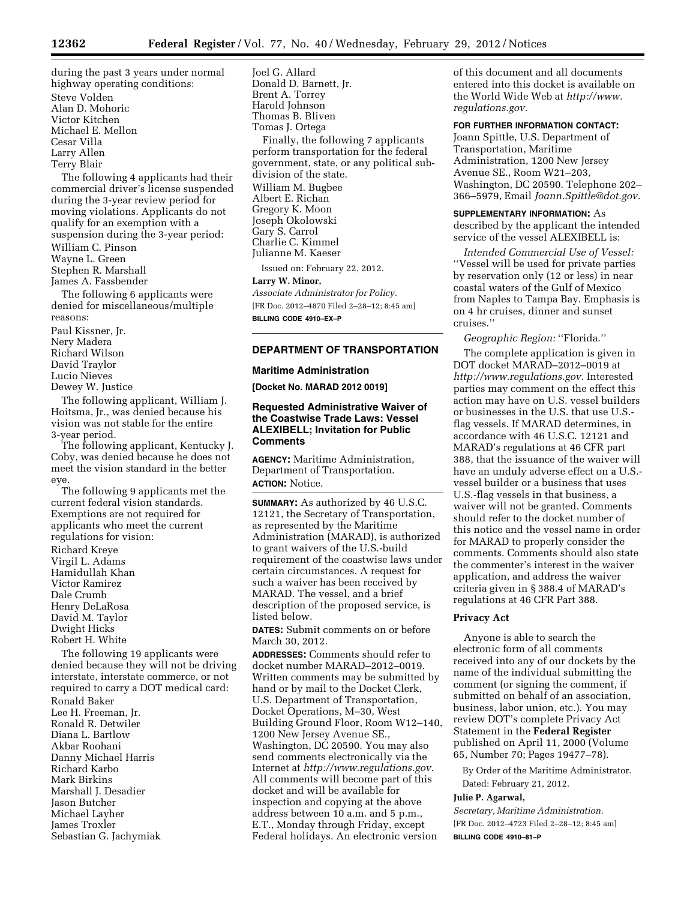during the past 3 years under normal highway operating conditions:

Steve Volden
Alan D. Mohoric
Victor Kitchen
Michael E. Mellon
Cesar Villa
Larry Allen
Terry Blair

The following 4 applicants had their commercial driver's license suspended during the 3-year review period for moving violations. Applicants do not qualify for an exemption with a suspension during the 3-year period:

William C. Pinson
Wayne L. Green
Stephen R. Marshall
James A. Fassbender

The following 6 applicants were denied for miscellaneous/multiple reasons:

Paul Kissner, Jr.
Nery Madera
Richard Wilson
David Traylor
Lucio Nieves
Dewey W. Justice

The following applicant, William J. Hoitsma, Jr., was denied because his vision was not stable for the entire 3-year period.

The following applicant, Kentucky J. Coby, was denied because he does not meet the vision standard in the better eye.

The following 9 applicants met the current federal vision standards. Exemptions are not required for applicants who meet the current regulations for vision:

Richard Kreye
Virgil L. Adams
Hamidullah Khan
Victor Ramirez
Dale Crumb
Henry DeLaRosa
David M. Taylor
Dwight Hicks
Robert H. White

The following 19 applicants were denied because they will not be driving interstate, interstate commerce, or not required to carry a DOT medical card:

Ronald Baker
Lee H. Freeman, Jr.
Ronald R. Detwiler
Diana L. Bartlow
Akbar Roohani
Danny Michael Harris
Richard Karbo
Mark Birkins
Marshall J. Desadier
Jason Butcher
Michael Layher
James Troxler
Sebastian G. Jachymiak
Joel G. Allard
Donald D. Barnett, Jr.
Brent A. Torrey
Harold Johnson
Thomas B. Bliven
Tomas J. Ortega

Finally, the following 7 applicants perform transportation for the federal government, state, or any political sub-division of the state.

William M. Bugbee
Albert E. Richan
Gregory K. Moon
Joseph Okolowski
Gary S. Carrol
Charlie C. Kimmel
Julianne M. Kaeser

Issued on: February 22, 2012.

**Larry W. Minor,**

*Associate Administrator for Policy.*

[FR Doc. 2012–4870 Filed 2–28–12; 8:45 am]

**BILLING CODE 4910–EX–P**

---

## DEPARTMENT OF TRANSPORTATION

### Maritime Administration

**[Docket No. MARAD 2012 0019]**

### Requested Administrative Waiver of the Coastwise Trade Laws: Vessel ALEXIBELL; Invitation for Public Comments

**AGENCY:** Maritime Administration, Department of Transportation.

**ACTION:** Notice.

**SUMMARY:** As authorized by 46 U.S.C. 12121, the Secretary of Transportation, as represented by the Maritime Administration (MARAD), is authorized to grant waivers of the U.S.-build requirement of the coastwise laws under certain circumstances. A request for such a waiver has been received by MARAD. The vessel, and a brief description of the proposed service, is listed below.

**DATES:** Submit comments on or before March 30, 2012.

**ADDRESSES:** Comments should refer to docket number MARAD–2012–0019. Written comments may be submitted by hand or by mail to the Docket Clerk, U.S. Department of Transportation, Docket Operations, M–30, West Building Ground Floor, Room W12–140, 1200 New Jersey Avenue SE., Washington, DC 20590. You may also send comments electronically via the Internet at *http://www.regulations.gov*. All comments will become part of this docket and will be available for inspection and copying at the above address between 10 a.m. and 5 p.m., E.T., Monday through Friday, except Federal holidays. An electronic version of this document and all documents entered into this docket is available on the World Wide Web at *http://www.regulations.gov.*

**FOR FURTHER INFORMATION CONTACT:** Joann Spittle, U.S. Department of Transportation, Maritime Administration, 1200 New Jersey Avenue SE., Room W21–203, Washington, DC 20590. Telephone 202–366–5979, Email *Joann.Spittle@dot.gov.*

**SUPPLEMENTARY INFORMATION:** As described by the applicant the intended service of the vessel ALEXIBELL is:

*Intended Commercial Use of Vessel:* ''Vessel will be used for private parties by reservation only (12 or less) in near coastal waters of the Gulf of Mexico from Naples to Tampa Bay. Emphasis is on 4 hr cruises, dinner and sunset cruises.''

*Geographic Region:* ''Florida.''

The complete application is given in DOT docket MARAD–2012–0019 at *http://www.regulations.gov.* Interested parties may comment on the effect this action may have on U.S. vessel builders or businesses in the U.S. that use U.S.-flag vessels. If MARAD determines, in accordance with 46 U.S.C. 12121 and MARAD's regulations at 46 CFR part 388, that the issuance of the waiver will have an unduly adverse effect on a U.S.-vessel builder or a business that uses U.S.-flag vessels in that business, a waiver will not be granted. Comments should refer to the docket number of this notice and the vessel name in order for MARAD to properly consider the comments. Comments should also state the commenter's interest in the waiver application, and address the waiver criteria given in § 388.4 of MARAD's regulations at 46 CFR Part 388.

### Privacy Act

Anyone is able to search the electronic form of all comments received into any of our dockets by the name of the individual submitting the comment (or signing the comment, if submitted on behalf of an association, business, labor union, etc.). You may review DOT's complete Privacy Act Statement in the **Federal Register** published on April 11, 2000 (Volume 65, Number 70; Pages 19477–78).

By Order of the Maritime Administrator.

Dated: February 21, 2012.

**Julie P. Agarwal,**

*Secretary, Maritime Administration.*

[FR Doc. 2012–4723 Filed 2–28–12; 8:45 am]

**BILLING CODE 4910–81–P**